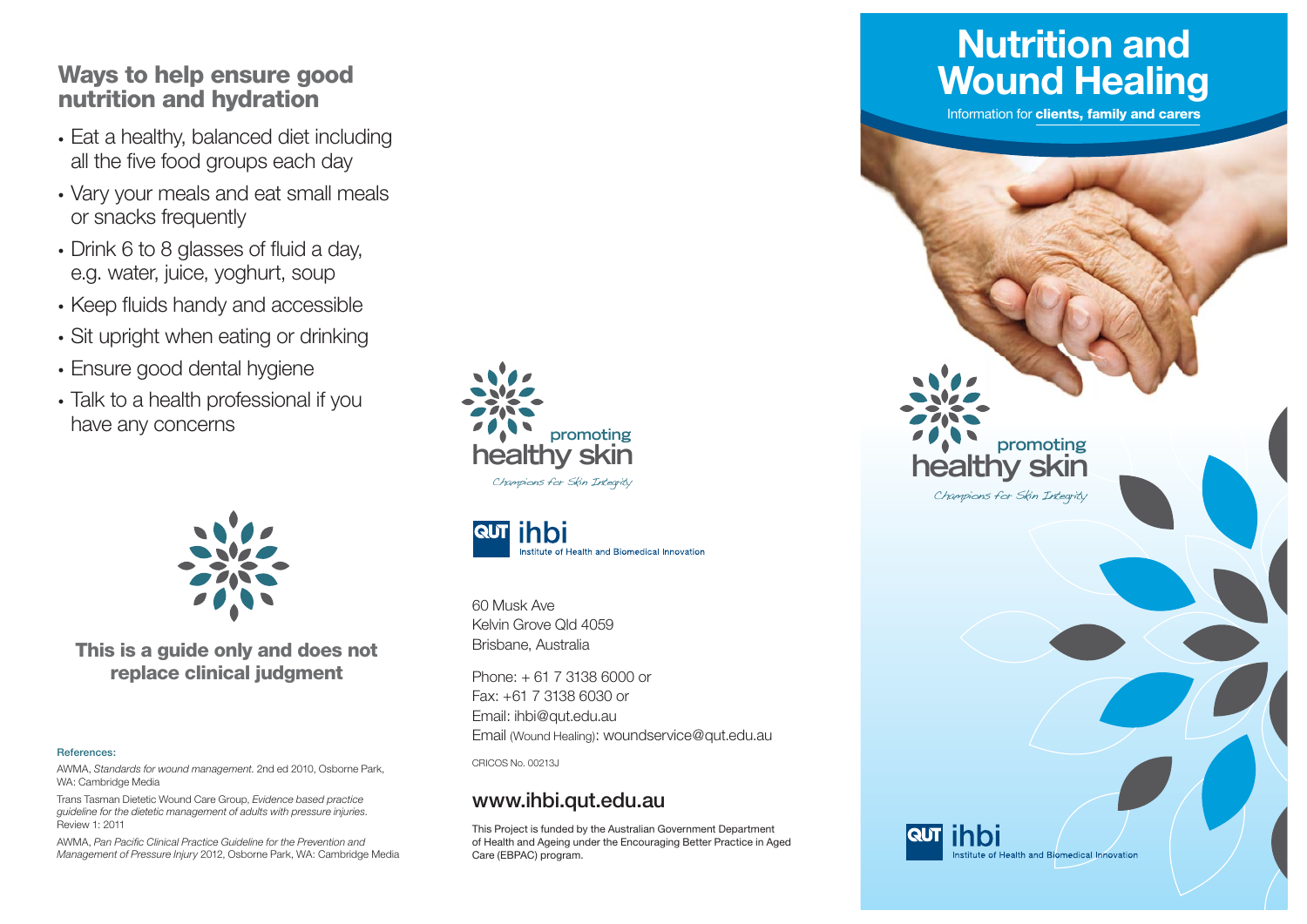## Ways to help ensure good nutrition and hydration

- Eat a healthy, balanced diet including all the five food groups each day
- Vary your meals and eat small meals or snacks frequently
- Drink 6 to 8 glasses of fluid a day, e.g. water, juice, yoghurt, soup
- Keep fluids handy and accessible
- Sit upright when eating or drinking
- Ensure good dental hygiene
- Talk to a health professional if you have any concerns

**This is a guide only and does not replace clinical judgment**

**References:**

AWMA, *Standards for wound management*. 2nd ed 2010, Osborne Park, WA: Cambridge Media

Trans Tasman Dietetic Wound Care Group, *Evidence based practice guideline for the dietetic management of adults with pressure injuries*. Review 1: 2011

AWMA, *Pan Pacific Clinical Practice Guideline for the Prevention and Management of Pressure Injury* 2012, Osborne Park, WA: Cambridge Media

promoting healthy skin

*Champions for Skin Integrity*

QUT ihbi Institute of Health and Biomedical Innovation

60 Musk Ave
Kelvin Grove Qld 4059
Brisbane, Australia

Phone: + 61 7 3138 6000 or
Fax: +61 7 3138 6030 or
Email: ihbi@qut.edu.au
Email (Wound Healing): woundservice@qut.edu.au

CRICOS No. 00213J

## www.ihbi.qut.edu.au

This Project is funded by the Australian Government Department of Health and Ageing under the Encouraging Better Practice in Aged Care (EBPAC) program.

# Nutrition and Wound Healing

Information for **clients, family and carers**

promoting healthy skin

*Champions for Skin Integrity*

QUT ihbi Institute of Health and Biomedical Innovation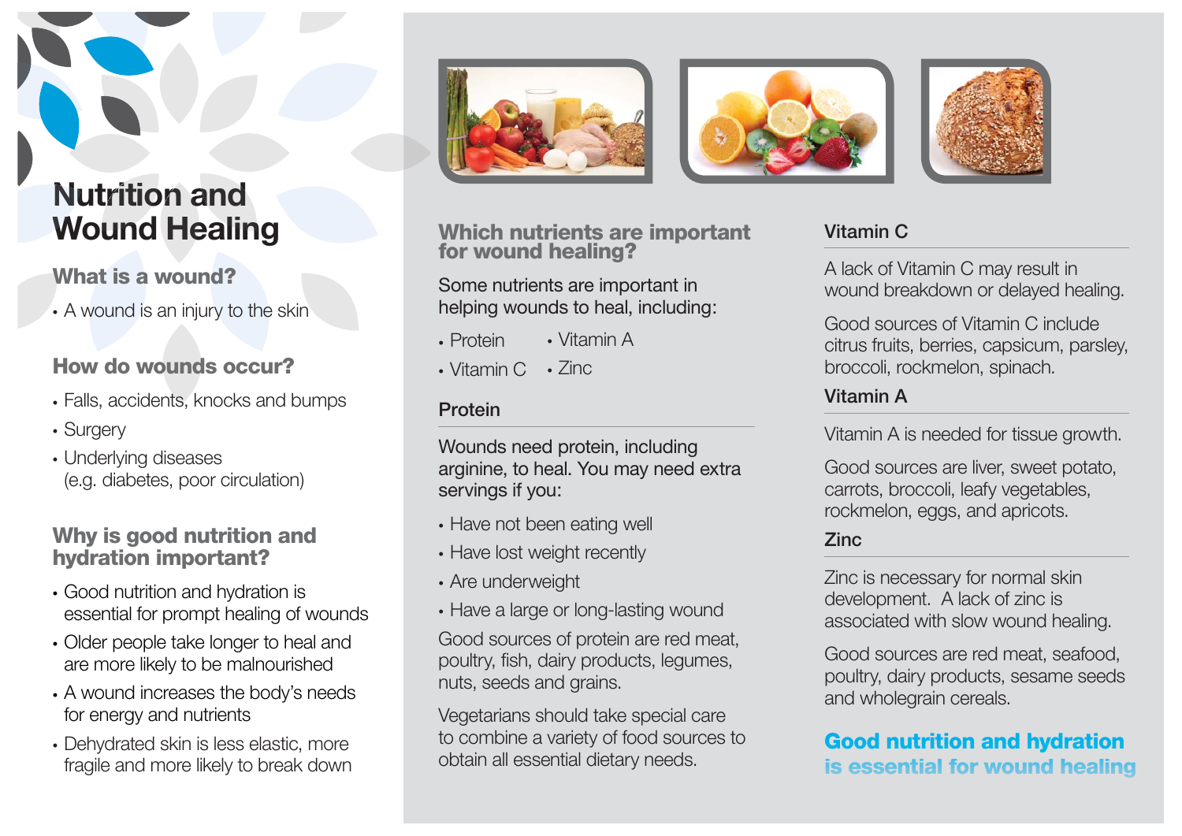# Nutrition and Wound Healing

## What is a wound?

- A wound is an injury to the skin

## How do wounds occur?

- Falls, accidents, knocks and bumps
- Surgery
- Underlying diseases (e.g. diabetes, poor circulation)

## Why is good nutrition and hydration important?

- Good nutrition and hydration is essential for prompt healing of wounds
- Older people take longer to heal and are more likely to be malnourished
- A wound increases the body's needs for energy and nutrients
- Dehydrated skin is less elastic, more fragile and more likely to break down

## Which nutrients are important for wound healing?

Some nutrients are important in helping wounds to heal, including:

- Protein
- Vitamin C
- Vitamin A
- Zinc

### Protein

Wounds need protein, including arginine, to heal. You may need extra servings if you:

- Have not been eating well
- Have lost weight recently
- Are underweight
- Have a large or long-lasting wound

Good sources of protein are red meat, poultry, fish, dairy products, legumes, nuts, seeds and grains.

Vegetarians should take special care to combine a variety of food sources to obtain all essential dietary needs.

### Vitamin C

A lack of Vitamin C may result in wound breakdown or delayed healing.

Good sources of Vitamin C include citrus fruits, berries, capsicum, parsley, broccoli, rockmelon, spinach.

### Vitamin A

Vitamin A is needed for tissue growth.

Good sources are liver, sweet potato, carrots, broccoli, leafy vegetables, rockmelon, eggs, and apricots.

### Zinc

Zinc is necessary for normal skin development. A lack of zinc is associated with slow wound healing.

Good sources are red meat, seafood, poultry, dairy products, sesame seeds and wholegrain cereals.

**Good nutrition and hydration is essential for wound healing**